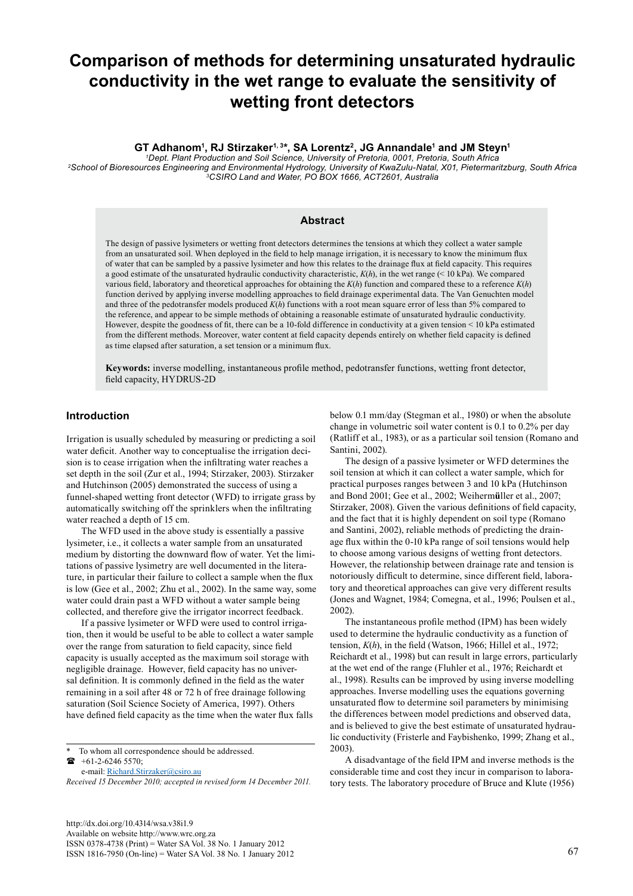# Comparison of methods for determining unsaturated hydraulic conductivity in the wet range to evaluate the sensitivity of wetting front detectors

**GT Adhanom[1], RJ Stirzaker[1, 3]*, SA Lorentz[2], JG Annandale[1] and JM Steyn[1]**

*[1]Dept. Plant Production and Soil Science, University of Pretoria, 0001, Pretoria, South Africa*
*[2]School of Bioresources Engineering and Environmental Hydrology, University of KwaZulu-Natal, X01, Pietermaritzburg, South Africa*
*[3]CSIRO Land and Water, PO BOX 1666, ACT2601, Australia*

## Abstract

The design of passive lysimeters or wetting front detectors determines the tensions at which they collect a water sample from an unsaturated soil. When deployed in the field to help manage irrigation, it is necessary to know the minimum flux of water that can be sampled by a passive lysimeter and how this relates to the drainage flux at field capacity. This requires a good estimate of the unsaturated hydraulic conductivity characteristic, $K(h)$, in the wet range (< 10 kPa). We compared various field, laboratory and theoretical approaches for obtaining the $K(h)$ function and compared these to a reference $K(h)$ function derived by applying inverse modelling approaches to field drainage experimental data. The Van Genuchten model and three of the pedotransfer models produced $K(h)$ functions with a root mean square error of less than 5% compared to the reference, and appear to be simple methods of obtaining a reasonable estimate of unsaturated hydraulic conductivity. However, despite the goodness of fit, there can be a 10-fold difference in conductivity at a given tension < 10 kPa estimated from the different methods. Moreover, water content at field capacity depends entirely on whether field capacity is defined as time elapsed after saturation, a set tension or a minimum flux.

**Keywords:** inverse modelling, instantaneous profile method, pedotransfer functions, wetting front detector, field capacity, HYDRUS-2D

## Introduction

Irrigation is usually scheduled by measuring or predicting a soil water deficit. Another way to conceptualise the irrigation decision is to cease irrigation when the infiltrating water reaches a set depth in the soil (Zur et al., 1994; Stirzaker, 2003). Stirzaker and Hutchinson (2005) demonstrated the success of using a funnel-shaped wetting front detector (WFD) to irrigate grass by automatically switching off the sprinklers when the infiltrating water reached a depth of 15 cm.

The WFD used in the above study is essentially a passive lysimeter, i.e., it collects a water sample from an unsaturated medium by distorting the downward flow of water. Yet the limitations of passive lysimetry are well documented in the literature, in particular their failure to collect a sample when the flux is low (Gee et al., 2002; Zhu et al., 2002). In the same way, some water could drain past a WFD without a water sample being collected, and therefore give the irrigator incorrect feedback.

If a passive lysimeter or WFD were used to control irrigation, then it would be useful to be able to collect a water sample over the range from saturation to field capacity, since field capacity is usually accepted as the maximum soil storage with negligible drainage. However, field capacity has no universal definition. It is commonly defined in the field as the water remaining in a soil after 48 or 72 h of free drainage following saturation (Soil Science Society of America, 1997). Others have defined field capacity as the time when the water flux falls below 0.1 mm/day (Stegman et al., 1980) or when the absolute change in volumetric soil water content is 0.1 to 0.2% per day (Ratliff et al., 1983), or as a particular soil tension (Romano and Santini, 2002).

The design of a passive lysimeter or WFD determines the soil tension at which it can collect a water sample, which for practical purposes ranges between 3 and 10 kPa (Hutchinson and Bond 2001; Gee et al., 2002; Weihermüller et al., 2007; Stirzaker, 2008). Given the various definitions of field capacity, and the fact that it is highly dependent on soil type (Romano and Santini, 2002), reliable methods of predicting the drainage flux within the 0-10 kPa range of soil tensions would help to choose among various designs of wetting front detectors. However, the relationship between drainage rate and tension is notoriously difficult to determine, since different field, laboratory and theoretical approaches can give very different results (Jones and Wagnet, 1984; Comegna, et al., 1996; Poulsen et al., 2002).

The instantaneous profile method (IPM) has been widely used to determine the hydraulic conductivity as a function of tension, $K(h)$, in the field (Watson, 1966; Hillel et al., 1972; Reichardt et al., 1998) but can result in large errors, particularly at the wet end of the range (Fluhler et al., 1976; Reichardt et al., 1998). Results can be improved by using inverse modelling approaches. Inverse modelling uses the equations governing unsaturated flow to determine soil parameters by minimising the differences between model predictions and observed data, and is believed to give the best estimate of unsaturated hydraulic conductivity (Fristerle and Faybishenko, 1999; Zhang et al., 2003).

A disadvantage of the field IPM and inverse methods is the considerable time and cost they incur in comparison to laboratory tests. The laboratory procedure of Bruce and Klute (1956)

---

\* To whom all correspondence should be addressed.
☎ +61-2-6246 5570;
e-mail: Richard.Stirzaker@csiro.au

*Received 15 December 2010; accepted in revised form 14 December 2011.*

http://dx.doi.org/10.4314/wsa.v38i1.9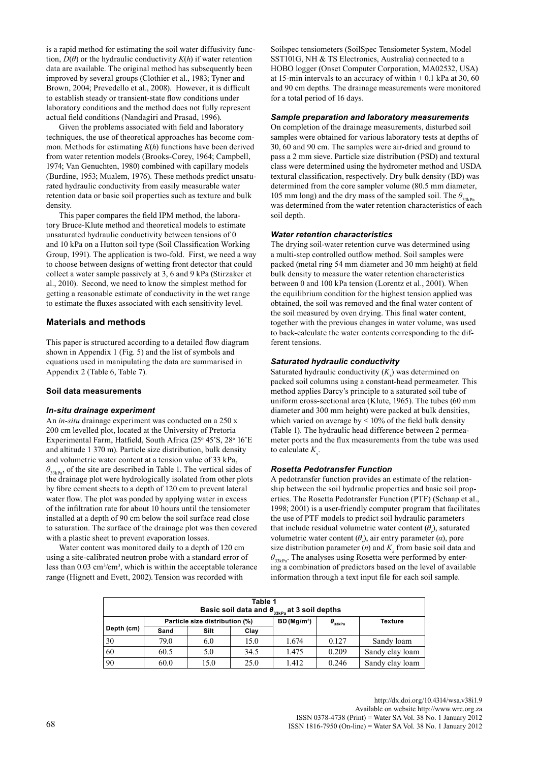is a rapid method for estimating the soil water diffusivity function, $D(\theta)$ or the hydraulic conductivity $K(h)$ if water retention data are available. The original method has subsequently been improved by several groups (Clothier et al., 1983; Tyner and Brown, 2004; Prevedello et al., 2008). However, it is difficult to establish steady or transient-state flow conditions under laboratory conditions and the method does not fully represent actual field conditions (Nandagiri and Prasad, 1996).

Given the problems associated with field and laboratory techniques, the use of theoretical approaches has become common. Methods for estimating $K(h)$ functions have been derived from water retention models (Brooks-Corey, 1964; Campbell, 1974; Van Genuchten, 1980) combined with capillary models (Burdine, 1953; Mualem, 1976). These methods predict unsaturated hydraulic conductivity from easily measurable water retention data or basic soil properties such as texture and bulk density.

This paper compares the field IPM method, the laboratory Bruce-Klute method and theoretical models to estimate unsaturated hydraulic conductivity between tensions of 0 and 10 kPa on a Hutton soil type (Soil Classification Working Group, 1991). The application is two-fold. First, we need a way to choose between designs of wetting front detector that could collect a water sample passively at 3, 6 and 9 kPa (Stirzaker et al., 2010). Second, we need to know the simplest method for getting a reasonable estimate of conductivity in the wet range to estimate the fluxes associated with each sensitivity level.

## Materials and methods

This paper is structured according to a detailed flow diagram shown in Appendix 1 (Fig. 5) and the list of symbols and equations used in manipulating the data are summarised in Appendix 2 (Table 6, Table 7).

### Soil data measurements

#### *In-situ drainage experiment*

An *in-situ* drainage experiment was conducted on a 250 x 200 cm levelled plot, located at the University of Pretoria Experimental Farm, Hatfield, South Africa (25° 45'S, 28° 16'E and altitude 1 370 m). Particle size distribution, bulk density and volumetric water content at a tension value of 33 kPa, $\theta_{33kPa}$, of the site are described in Table 1. The vertical sides of the drainage plot were hydrologically isolated from other plots by fibre cement sheets to a depth of 120 cm to prevent lateral water flow. The plot was ponded by applying water in excess of the infiltration rate for about 10 hours until the tensiometer installed at a depth of 90 cm below the soil surface read close to saturation. The surface of the drainage plot was then covered with a plastic sheet to prevent evaporation losses.

Water content was monitored daily to a depth of 120 cm using a site-calibrated neutron probe with a standard error of less than 0.03 $cm^3/cm^3$, which is within the acceptable tolerance range (Hignett and Evett, 2002). Tension was recorded with Soilspec tensiometers (SoilSpec Tensiometer System, Model SST101G, NH & TS Electronics, Australia) connected to a HOBO logger (Onset Computer Corporation, MA02532, USA) at 15-min intervals to an accuracy of within ± 0.1 kPa at 30, 60 and 90 cm depths. The drainage measurements were monitored for a total period of 16 days.

#### *Sample preparation and laboratory measurements*

On completion of the drainage measurements, disturbed soil samples were obtained for various laboratory tests at depths of 30, 60 and 90 cm. The samples were air-dried and ground to pass a 2 mm sieve. Particle size distribution (PSD) and textural class were determined using the hydrometer method and USDA textural classification, respectively. Dry bulk density (BD) was determined from the core sampler volume (80.5 mm diameter, 105 mm long) and the dry mass of the sampled soil. The $\theta_{33kPa}$ was determined from the water retention characteristics of each soil depth.

#### *Water retention characteristics*

The drying soil-water retention curve was determined using a multi-step controlled outflow method. Soil samples were packed (metal ring 54 mm diameter and 30 mm height) at field bulk density to measure the water retention characteristics between 0 and 100 kPa tension (Lorentz et al., 2001). When the equilibrium condition for the highest tension applied was obtained, the soil was removed and the final water content of the soil measured by oven drying. This final water content, together with the previous changes in water volume, was used to back-calculate the water contents corresponding to the different tensions.

#### *Saturated hydraulic conductivity*

Saturated hydraulic conductivity ($K_s$) was determined on packed soil columns using a constant-head permeameter. This method applies Darcy's principle to a saturated soil tube of uniform cross-sectional area (Klute, 1965). The tubes (60 mm diameter and 300 mm height) were packed at bulk densities, which varied on average by < 10% of the field bulk density (Table 1). The hydraulic head difference between 2 permeameter ports and the flux measurements from the tube was used to calculate $K_s$.

#### *Rosetta Pedotransfer Function*

A pedotransfer function provides an estimate of the relationship between the soil hydraulic properties and basic soil properties. The Rosetta Pedotransfer Function (PTF) (Schaap et al., 1998; 2001) is a user-friendly computer program that facilitates the use of PTF models to predict soil hydraulic parameters that include residual volumetric water content ($\theta_r$), saturated volumetric water content ($\theta_s$), air entry parameter ($\alpha$), pore size distribution parameter ($n$) and $K_s$ from basic soil data and $\theta_{33kPa}$. The analyses using Rosetta were performed by entering a combination of predictors based on the level of available information through a text input file for each soil sample.

**Table 1**
**Basic soil data and $\theta_{33kPa}$ at 3 soil depths**

| Depth (cm) | Particle size distribution (%) | | | BD ($Mg/m^3$) | $\theta_{33kPa}$ | Texture |
|---|---|---|---|---|---|---|
| | Sand | Silt | Clay | | | |
| 30 | 79.0 | 6.0 | 15.0 | 1.674 | 0.127 | Sandy loam |
| 60 | 60.5 | 5.0 | 34.5 | 1.475 | 0.209 | Sandy clay loam |
| 90 | 60.0 | 15.0 | 25.0 | 1.412 | 0.246 | Sandy clay loam |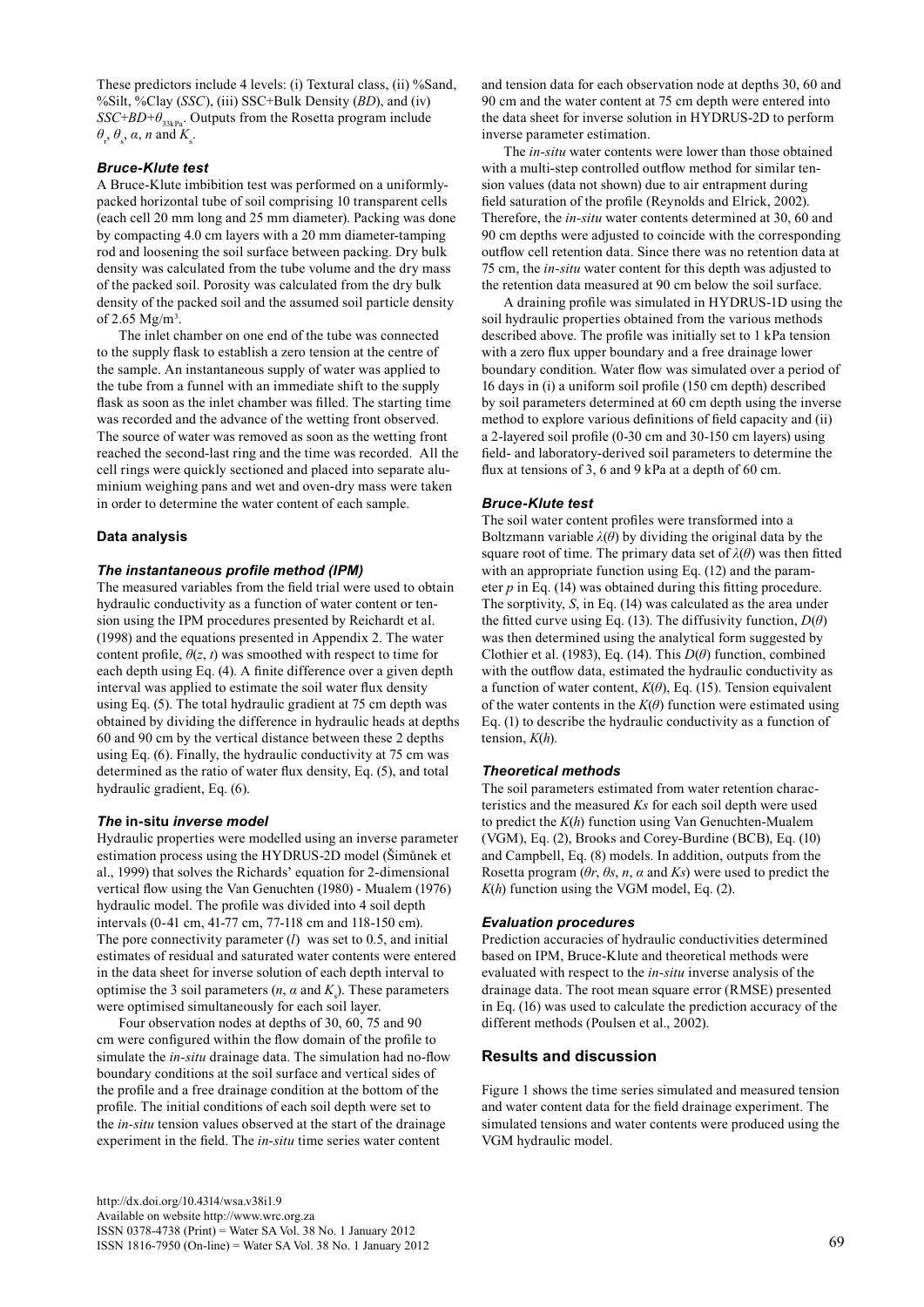These predictors include 4 levels: (i) Textural class, (ii) %Sand, %Silt, %Clay (*SSC*), (iii) SSC+Bulk Density (*BD*), and (iv) $SSC+BD+\theta_{33kPa}$. Outputs from the Rosetta program include $\theta_r$, $\theta_s$, $\alpha$, $n$ and $K_s$.

### *Bruce-Klute test*

A Bruce-Klute imbibition test was performed on a uniformly-packed horizontal tube of soil comprising 10 transparent cells (each cell 20 mm long and 25 mm diameter). Packing was done by compacting 4.0 cm layers with a 20 mm diameter-tamping rod and loosening the soil surface between packing. Dry bulk density was calculated from the tube volume and the dry mass of the packed soil. Porosity was calculated from the dry bulk density of the packed soil and the assumed soil particle density of 2.65 $Mg/m^3$.

The inlet chamber on one end of the tube was connected to the supply flask to establish a zero tension at the centre of the sample. An instantaneous supply of water was applied to the tube from a funnel with an immediate shift to the supply flask as soon as the inlet chamber was filled. The starting time was recorded and the advance of the wetting front observed. The source of water was removed as soon as the wetting front reached the second-last ring and the time was recorded. All the cell rings were quickly sectioned and placed into separate aluminium weighing pans and wet and oven-dry mass were taken in order to determine the water content of each sample.

## Data analysis

### *The instantaneous profile method (IPM)*

The measured variables from the field trial were used to obtain hydraulic conductivity as a function of water content or tension using the IPM procedures presented by Reichardt et al. (1998) and the equations presented in Appendix 2. The water content profile, $\theta(z, t)$ was smoothed with respect to time for each depth using Eq. (4). A finite difference over a given depth interval was applied to estimate the soil water flux density using Eq. (5). The total hydraulic gradient at 75 cm depth was obtained by dividing the difference in hydraulic heads at depths 60 and 90 cm by the vertical distance between these 2 depths using Eq. (6). Finally, the hydraulic conductivity at 75 cm was determined as the ratio of water flux density, Eq. (5), and total hydraulic gradient, Eq. (6).

### *The* in-situ *inverse model*

Hydraulic properties were modelled using an inverse parameter estimation process using the HYDRUS-2D model (Šimůnek et al., 1999) that solves the Richards' equation for 2-dimensional vertical flow using the Van Genuchten (1980) - Mualem (1976) hydraulic model. The profile was divided into 4 soil depth intervals (0-41 cm, 41-77 cm, 77-118 cm and 118-150 cm). The pore connectivity parameter ($l$) was set to 0.5, and initial estimates of residual and saturated water contents were entered in the data sheet for inverse solution of each depth interval to optimise the 3 soil parameters ($n$, $\alpha$ and $K_s$). These parameters were optimised simultaneously for each soil layer.

Four observation nodes at depths of 30, 60, 75 and 90 cm were configured within the flow domain of the profile to simulate the *in-situ* drainage data. The simulation had no-flow boundary conditions at the soil surface and vertical sides of the profile and a free drainage condition at the bottom of the profile. The initial conditions of each soil depth were set to the *in-situ* tension values observed at the start of the drainage experiment in the field. The *in-situ* time series water content and tension data for each observation node at depths 30, 60 and 90 cm and the water content at 75 cm depth were entered into the data sheet for inverse solution in HYDRUS-2D to perform inverse parameter estimation.

The *in-situ* water contents were lower than those obtained with a multi-step controlled outflow method for similar tension values (data not shown) due to air entrapment during field saturation of the profile (Reynolds and Elrick, 2002). Therefore, the *in-situ* water contents determined at 30, 60 and 90 cm depths were adjusted to coincide with the corresponding outflow cell retention data. Since there was no retention data at 75 cm, the *in-situ* water content for this depth was adjusted to the retention data measured at 90 cm below the soil surface.

A draining profile was simulated in HYDRUS-1D using the soil hydraulic properties obtained from the various methods described above. The profile was initially set to 1 kPa tension with a zero flux upper boundary and a free drainage lower boundary condition. Water flow was simulated over a period of 16 days in (i) a uniform soil profile (150 cm depth) described by soil parameters determined at 60 cm depth using the inverse method to explore various definitions of field capacity and (ii) a 2-layered soil profile (0-30 cm and 30-150 cm layers) using field- and laboratory-derived soil parameters to determine the flux at tensions of 3, 6 and 9 kPa at a depth of 60 cm.

### *Bruce-Klute test*

The soil water content profiles were transformed into a Boltzmann variable $\lambda(\theta)$ by dividing the original data by the square root of time. The primary data set of $\lambda(\theta)$ was then fitted with an appropriate function using Eq. (12) and the parameter $p$ in Eq. (14) was obtained during this fitting procedure. The sorptivity, $S$, in Eq. (14) was calculated as the area under the fitted curve using Eq. (13). The diffusivity function, $D(\theta)$ was then determined using the analytical form suggested by Clothier et al. (1983), Eq. (14). This $D(\theta)$ function, combined with the outflow data, estimated the hydraulic conductivity as a function of water content, $K(\theta)$, Eq. (15). Tension equivalent of the water contents in the $K(\theta)$ function were estimated using Eq. (1) to describe the hydraulic conductivity as a function of tension, $K(h)$.

### *Theoretical methods*

The soil parameters estimated from water retention characteristics and the measured $K_s$ for each soil depth were used to predict the $K(h)$ function using Van Genuchten-Mualem (VGM), Eq. (2), Brooks and Corey-Burdine (BCB), Eq. (10) and Campbell, Eq. (8) models. In addition, outputs from the Rosetta program ($\theta r$, $\theta s$, $n$, $\alpha$ and $Ks$) were used to predict the $K(h)$ function using the VGM model, Eq. (2).

### *Evaluation procedures*

Prediction accuracies of hydraulic conductivities determined based on IPM, Bruce-Klute and theoretical methods were evaluated with respect to the *in-situ* inverse analysis of the drainage data. The root mean square error (RMSE) presented in Eq. (16) was used to calculate the prediction accuracy of the different methods (Poulsen et al., 2002).

## Results and discussion

Figure 1 shows the time series simulated and measured tension and water content data for the field drainage experiment. The simulated tensions and water contents were produced using the VGM hydraulic model.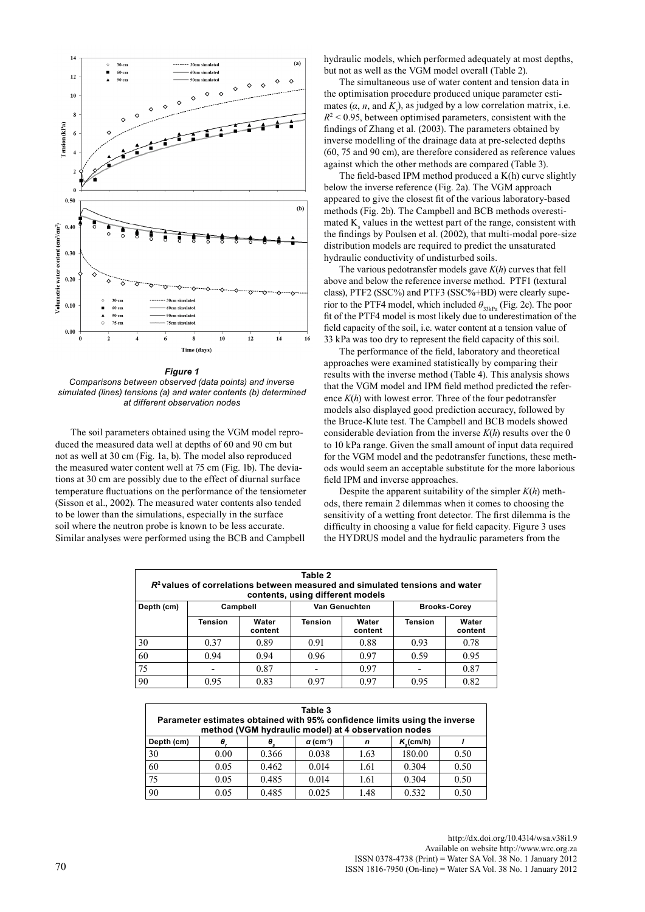***Figure 1***
*Comparisons between observed (data points) and inverse simulated (lines) tensions (a) and water contents (b) determined at different observation nodes*

The soil parameters obtained using the VGM model reproduced the measured data well at depths of 60 and 90 cm but not as well at 30 cm (Fig. 1a, b). The model also reproduced the measured water content well at 75 cm (Fig. 1b). The deviations at 30 cm are possibly due to the effect of diurnal surface temperature fluctuations on the performance of the tensiometer (Sisson et al., 2002). The measured water contents also tended to be lower than the simulations, especially in the surface soil where the neutron probe is known to be less accurate. Similar analyses were performed using the BCB and Campbell hydraulic models, which performed adequately at most depths, but not as well as the VGM model overall (Table 2).

The simultaneous use of water content and tension data in the optimisation procedure produced unique parameter estimates ($\alpha$, $n$, and $K_s$), as judged by a low correlation matrix, i.e. $R^2 < 0.95$, between optimised parameters, consistent with the findings of Zhang et al. (2003). The parameters obtained by inverse modelling of the drainage data at pre-selected depths (60, 75 and 90 cm), are therefore considered as reference values against which the other methods are compared (Table 3).

The field-based IPM method produced a K(h) curve slightly below the inverse reference (Fig. 2a). The VGM approach appeared to give the closest fit of the various laboratory-based methods (Fig. 2b). The Campbell and BCB methods overestimated $K_s$ values in the wettest part of the range, consistent with the findings by Poulsen et al. (2002), that multi-modal pore-size distribution models are required to predict the unsaturated hydraulic conductivity of undisturbed soils.

The various pedotransfer models gave $K(h)$ curves that fell above and below the reference inverse method. PTF1 (textural class), PTF2 (SSC%) and PTF3 (SSC%+BD) were clearly superior to the PTF4 model, which included $\theta_{33kPa}$ (Fig. 2c). The poor fit of the PTF4 model is most likely due to underestimation of the field capacity of the soil, i.e. water content at a tension value of 33 kPa was too dry to represent the field capacity of this soil.

The performance of the field, laboratory and theoretical approaches were examined statistically by comparing their results with the inverse method (Table 4). This analysis shows that the VGM model and IPM field method predicted the reference $K(h)$ with lowest error. Three of the four pedotransfer models also displayed good prediction accuracy, followed by the Bruce-Klute test. The Campbell and BCB models showed considerable deviation from the inverse $K(h)$ results over the 0 to 10 kPa range. Given the small amount of input data required for the VGM model and the pedotransfer functions, these methods would seem an acceptable substitute for the more laborious field IPM and inverse approaches.

Despite the apparent suitability of the simpler $K(h)$ methods, there remain 2 dilemmas when it comes to choosing the sensitivity of a wetting front detector. The first dilemma is the difficulty in choosing a value for field capacity. Figure 3 uses the HYDRUS model and the hydraulic parameters from the

**Table 2**
**$R^2$ values of correlations between measured and simulated tensions and water contents, using different models**

| Depth (cm) | Campbell | | Van Genuchten | | Brooks-Corey | |
|---|---|---|---|---|---|---|
| | Tension | Water content | Tension | Water content | Tension | Water content |
| 30 | 0.37 | 0.89 | 0.91 | 0.88 | 0.93 | 0.78 |
| 60 | 0.94 | 0.94 | 0.96 | 0.97 | 0.59 | 0.95 |
| 75 | - | 0.87 | - | 0.97 | - | 0.87 |
| 90 | 0.95 | 0.83 | 0.97 | 0.97 | 0.95 | 0.82 |

**Table 3**
**Parameter estimates obtained with 95% confidence limits using the inverse method (VGM hydraulic model) at 4 observation nodes**

| Depth (cm) | $\theta_r$ | $\theta_s$ | $\alpha$ (cm$^{-1}$) | $n$ | $K_s$(cm/h) | $l$ |
|---|---|---|---|---|---|---|
| 30 | 0.00 | 0.366 | 0.038 | 1.63 | 180.00 | 0.50 |
| 60 | 0.05 | 0.462 | 0.014 | 1.61 | 0.304 | 0.50 |
| 75 | 0.05 | 0.485 | 0.014 | 1.61 | 0.304 | 0.50 |
| 90 | 0.05 | 0.485 | 0.025 | 1.48 | 0.532 | 0.50 |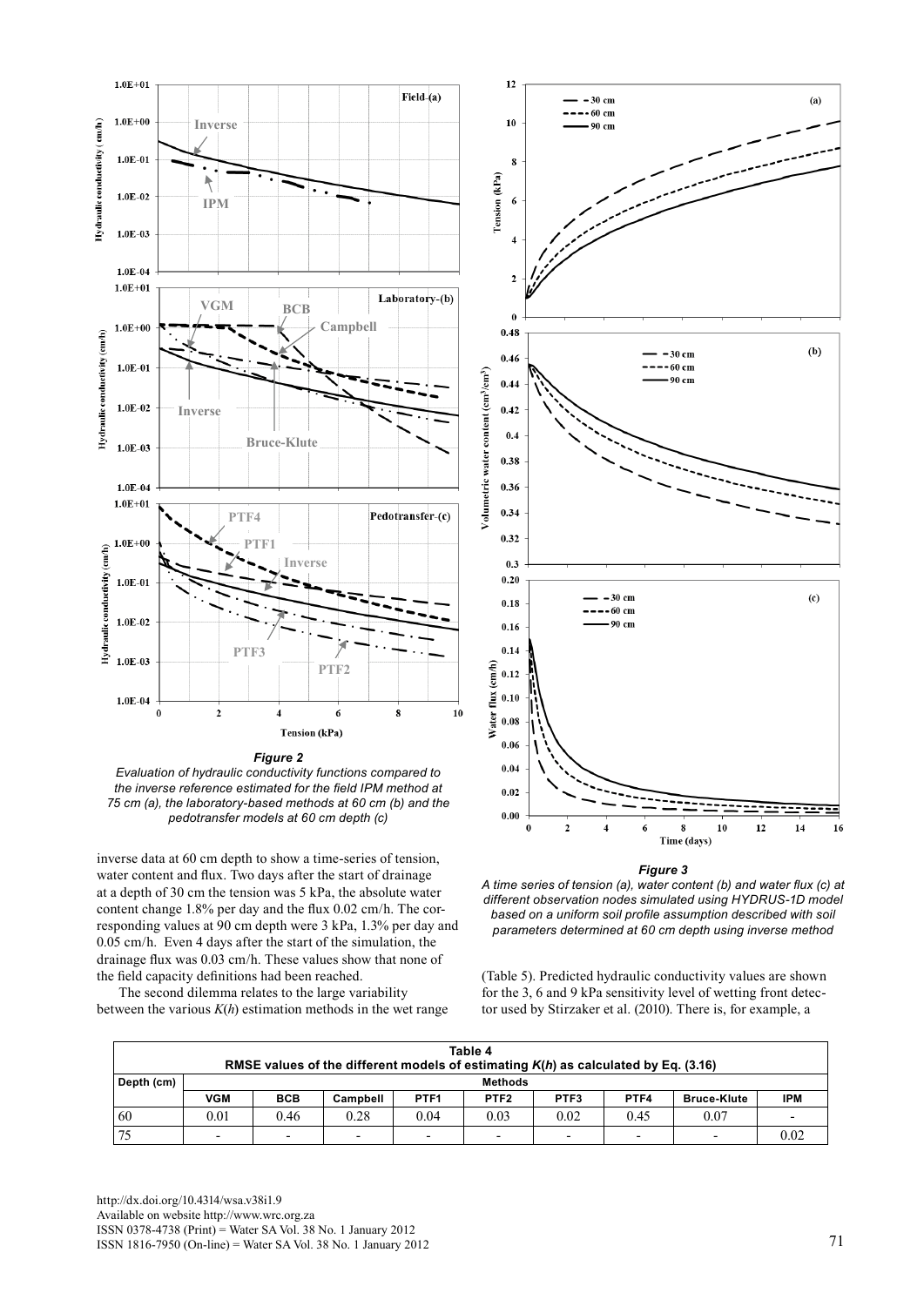*Figure 2*
*Evaluation of hydraulic conductivity functions compared to the inverse reference estimated for the field IPM method at 75 cm (a), the laboratory-based methods at 60 cm (b) and the pedotransfer models at 60 cm depth (c)*

*Figure 3*
*A time series of tension (a), water content (b) and water flux (c) at different observation nodes simulated using HYDRUS-1D model based on a uniform soil profile assumption described with soil parameters determined at 60 cm depth using inverse method*

inverse data at 60 cm depth to show a time-series of tension, water content and flux. Two days after the start of drainage at a depth of 30 cm the tension was 5 kPa, the absolute water content change 1.8% per day and the flux 0.02 cm/h. The corresponding values at 90 cm depth were 3 kPa, 1.3% per day and 0.05 cm/h. Even 4 days after the start of the simulation, the drainage flux was 0.03 cm/h. These values show that none of the field capacity definitions had been reached.

The second dilemma relates to the large variability between the various $K(h)$ estimation methods in the wet range (Table 5). Predicted hydraulic conductivity values are shown for the 3, 6 and 9 kPa sensitivity level of wetting front detector used by Stirzaker et al. (2010). There is, for example, a

**Table 4**
**RMSE values of the different models of estimating $K(h)$ as calculated by Eq. (3.16)**

| Depth (cm) | Methods | | | | | | | | |
|---|---|---|---|---|---|---|---|---|---|
| | VGM | BCB | Campbell | PTF1 | PTF2 | PTF3 | PTF4 | Bruce-Klute | IPM |
| 60 | 0.01 | 0.46 | 0.28 | 0.04 | 0.03 | 0.02 | 0.45 | 0.07 | - |
| 75 | - | - | - | - | - | - | - | - | 0.02 |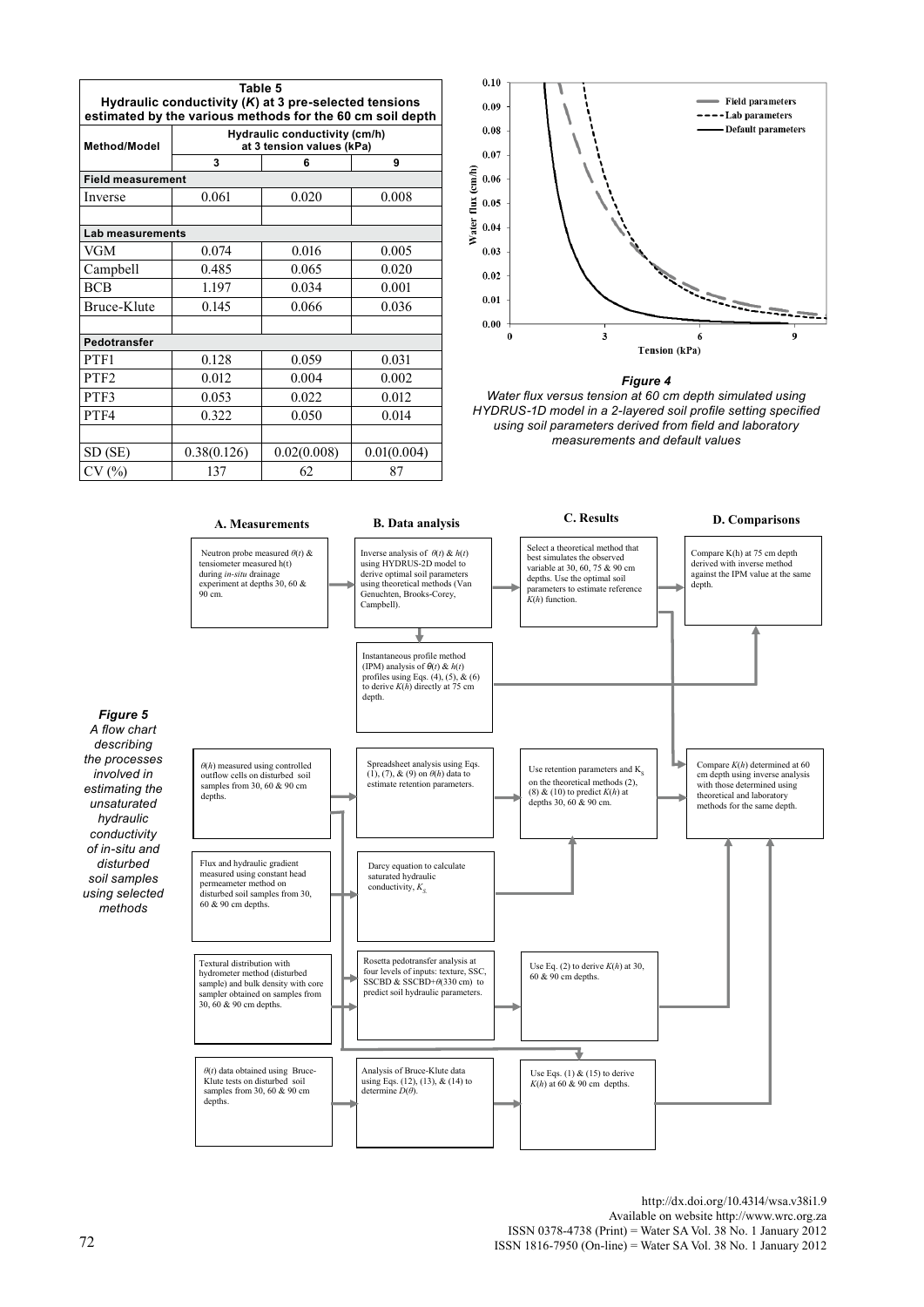**Table 5**
**Hydraulic conductivity (*K*) at 3 pre-selected tensions estimated by the various methods for the 60 cm soil depth**

| Method/Model | Hydraulic conductivity (cm/h) at 3 tension values (kPa) | | |
|---|---|---|---|
| | 3 | 6 | 9 |
| **Field measurement** | | | |
| Inverse | 0.061 | 0.020 | 0.008 |
| | | | |
| **Lab measurements** | | | |
| VGM | 0.074 | 0.016 | 0.005 |
| Campbell | 0.485 | 0.065 | 0.020 |
| BCB | 1.197 | 0.034 | 0.001 |
| Bruce-Klute | 0.145 | 0.066 | 0.036 |
| | | | |
| **Pedotransfer** | | | |
| PTF1 | 0.128 | 0.059 | 0.031 |
| PTF2 | 0.012 | 0.004 | 0.002 |
| PTF3 | 0.053 | 0.022 | 0.012 |
| PTF4 | 0.322 | 0.050 | 0.014 |
| | | | |
| SD (SE) | 0.38(0.126) | 0.02(0.008) | 0.01(0.004) |
| CV (%) | 137 | 62 | 87 |

***Figure 4***
*Water flux versus tension at 60 cm depth simulated using HYDRUS-1D model in a 2-layered soil profile setting specified using soil parameters derived from field and laboratory measurements and default values*

***Figure 5***
*A flow chart describing the processes involved in estimating the unsaturated hydraulic conductivity of in-situ and disturbed soil samples using selected methods*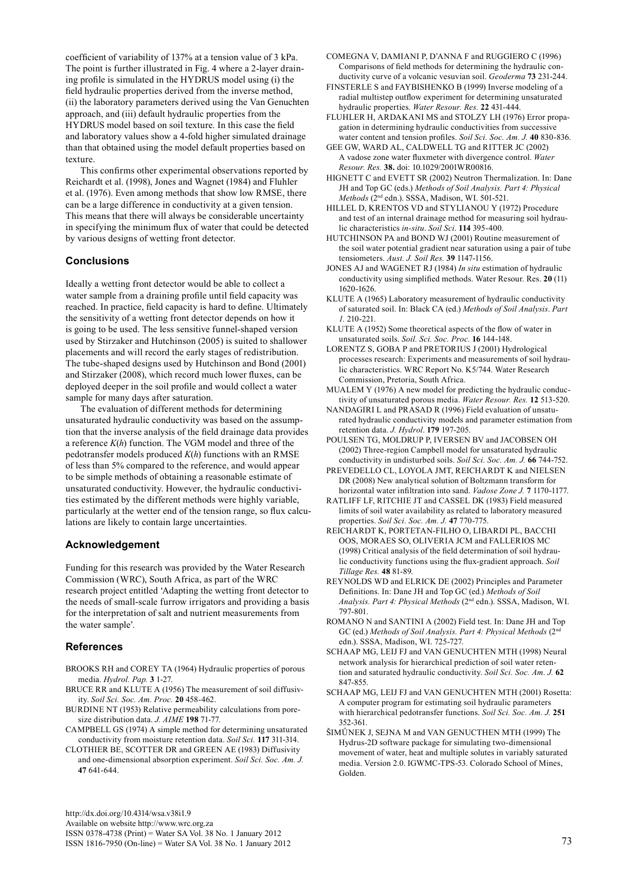coefficient of variability of 137% at a tension value of 3 kPa. The point is further illustrated in Fig. 4 where a 2-layer draining profile is simulated in the HYDRUS model using (i) the field hydraulic properties derived from the inverse method, (ii) the laboratory parameters derived using the Van Genuchten approach, and (iii) default hydraulic properties from the HYDRUS model based on soil texture. In this case the field and laboratory values show a 4-fold higher simulated drainage than that obtained using the model default properties based on texture.

This confirms other experimental observations reported by Reichardt et al. (1998), Jones and Wagnet (1984) and Fluhler et al. (1976). Even among methods that show low RMSE, there can be a large difference in conductivity at a given tension. This means that there will always be considerable uncertainty in specifying the minimum flux of water that could be detected by various designs of wetting front detector.

## Conclusions

Ideally a wetting front detector would be able to collect a water sample from a draining profile until field capacity was reached. In practice, field capacity is hard to define. Ultimately the sensitivity of a wetting front detector depends on how it is going to be used. The less sensitive funnel-shaped version used by Stirzaker and Hutchinson (2005) is suited to shallower placements and will record the early stages of redistribution. The tube-shaped designs used by Hutchinson and Bond (2001) and Stirzaker (2008), which record much lower fluxes, can be deployed deeper in the soil profile and would collect a water sample for many days after saturation.

The evaluation of different methods for determining unsaturated hydraulic conductivity was based on the assumption that the inverse analysis of the field drainage data provides a reference $K(h)$ function. The VGM model and three of the pedotransfer models produced $K(h)$ functions with an RMSE of less than 5% compared to the reference, and would appear to be simple methods of obtaining a reasonable estimate of unsaturated conductivity. However, the hydraulic conductivities estimated by the different methods were highly variable, particularly at the wetter end of the tension range, so flux calculations are likely to contain large uncertainties.

## Acknowledgement

Funding for this research was provided by the Water Research Commission (WRC), South Africa, as part of the WRC research project entitled 'Adapting the wetting front detector to the needs of small-scale furrow irrigators and providing a basis for the interpretation of salt and nutrient measurements from the water sample'.

## References

BROOKS RH and COREY TA (1964) Hydraulic properties of porous media. *Hydrol. Pap.* **3** 1-27.

BRUCE RR and KLUTE A (1956) The measurement of soil diffusivity. *Soil Sci. Soc. Am. Proc.* **20** 458-462.

BURDINE NT (1953) Relative permeability calculations from pore-size distribution data. *J. AIME* **198** 71-77.

CAMPBELL GS (1974) A simple method for determining unsaturated conductivity from moisture retention data. *Soil Sci.* **117** 311-314.

CLOTHIER BE, SCOTTER DR and GREEN AE (1983) Diffusivity and one-dimensional absorption experiment. *Soil Sci. Soc. Am. J.* **47** 641-644.

COMEGNA V, DAMIANI P, D'ANNA F and RUGGIERO C (1996) Comparisons of field methods for determining the hydraulic conductivity curve of a volcanic vesuvian soil. *Geoderma* **73** 231-244.

FINSTERLE S and FAYBISHENKO B (1999) Inverse modeling of a radial multistep outflow experiment for determining unsaturated hydraulic properties. *Water Resour. Res.* **22** 431-444.

FLUHLER H, ARDAKANI MS and STOLZY LH (1976) Error propagation in determining hydraulic conductivities from successive water content and tension profiles. *Soil Sci. Soc. Am. J.* **40** 830-836.

GEE GW, WARD AL, CALDWELL TG and RITTER JC (2002) A vadose zone water fluxmeter with divergence control. *Water Resour. Res.* **38.** doi: 10.1029/2001WR00816.

HIGNETT C and EVETT SR (2002) Neutron Thermalization. In: Dane JH and Top GC (eds.) *Methods of Soil Analysis. Part 4: Physical Methods* (2nd edn.). SSSA, Madison, WI. 501-521.

HILLEL D, KRENTOS VD and STYLIANOU Y (1972) Procedure and test of an internal drainage method for measuring soil hydraulic characteristics *in-situ*. *Soil Sci.* **114** 395-400.

HUTCHINSON PA and BOND WJ (2001) Routine measurement of the soil water potential gradient near saturation using a pair of tube tensiometers. *Aust. J. Soil Res.* **39** 1147-1156.

JONES AJ and WAGENET RJ (1984) *In situ* estimation of hydraulic conductivity using simplified methods. Water Resour. Res. **20** (11) 1620-1626.

KLUTE A (1965) Laboratory measurement of hydraulic conductivity of saturated soil. In: Black CA (ed.) *Methods of Soil Analysis*. *Part 1.* 210-221.

KLUTE A (1952) Some theoretical aspects of the flow of water in unsaturated soils. *Soil. Sci. Soc. Proc.* **16** 144-148.

LORENTZ S, GOBA P and PRETORIUS J (2001) Hydrological processes research: Experiments and measurements of soil hydraulic characteristics. WRC Report No. K5/744. Water Research Commission, Pretoria, South Africa.

MUALEM Y (1976) A new model for predicting the hydraulic conductivity of unsaturated porous media. *Water Resour. Res.* **12** 513-520.

NANDAGIRI L and PRASAD R (1996) Field evaluation of unsaturated hydraulic conductivity models and parameter estimation from retention data. *J. Hydrol*. **179** 197-205.

POULSEN TG, MOLDRUP P, IVERSEN BV and JACOBSEN OH (2002) Three-region Campbell model for unsaturated hydraulic conductivity in undisturbed soils. *Soil Sci. Soc. Am. J.* **66** 744-752.

PREVEDELLO CL, LOYOLA JMT, REICHARDT K and NIELSEN DR (2008) New analytical solution of Boltzmann transform for horizontal water infiltration into sand. *Vadose Zone J.* **7** 1170-1177.

RATLIFF LF, RITCHIE JT and CASSEL DK (1983) Field measured limits of soil water availability as related to laboratory measured properties. *Soil Sci. Soc. Am. J.* **47** 770-775.

REICHARDT K, PORTETAN-FILHO O, LIBARDI PL, BACCHI OOS, MORAES SO, OLIVERIA JCM and FALLERIOS MC (1998) Critical analysis of the field determination of soil hydraulic conductivity functions using the flux-gradient approach. *Soil Tillage Res.* **48** 81-89.

REYNOLDS WD and ELRICK DE (2002) Principles and Parameter Definitions. In: Dane JH and Top GC (ed.) *Methods of Soil Analysis. Part 4: Physical Methods* (2nd edn.). SSSA, Madison, WI. 797-801.

ROMANO N and SANTINI A (2002) Field test. In: Dane JH and Top GC (ed.) *Methods of Soil Analysis. Part 4: Physical Methods* (2nd edn.). SSSA, Madison, WI. 725-727.

SCHAAP MG, LEIJ FJ and VAN GENUCHTEN MTH (1998) Neural network analysis for hierarchical prediction of soil water retention and saturated hydraulic conductivity. *Soil Sci. Soc. Am. J.* **62** 847-855.

SCHAAP MG, LEIJ FJ and VAN GENUCHTEN MTH (2001) Rosetta: A computer program for estimating soil hydraulic parameters with hierarchical pedotransfer functions. *Soil Sci. Soc. Am. J.* **251** 352-361.

ŠIMŮNEK J, SEJNA M and VAN GENUCTHEN MTH (1999) The Hydrus-2D software package for simulating two-dimensional movement of water, heat and multiple solutes in variably saturated media. Version 2.0. IGWMC-TPS-53. Colorado School of Mines, Golden.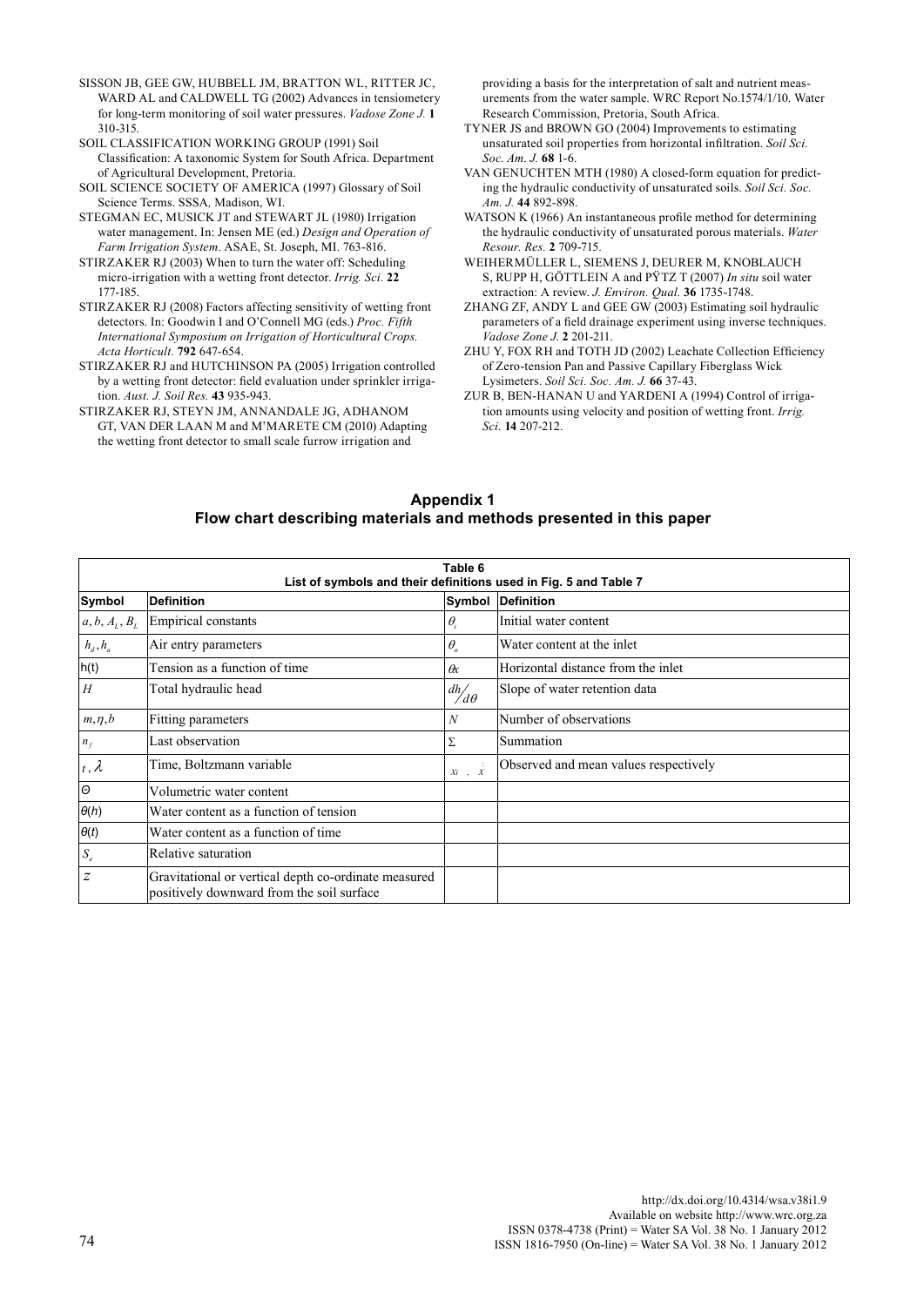SISSON JB, GEE GW, HUBBELL JM, BRATTON WL, RITTER JC, WARD AL and CALDWELL TG (2002) Advances in tensiometery for long-term monitoring of soil water pressures. *Vadose Zone J.* **1** 310-315.

SOIL CLASSIFICATION WORKING GROUP (1991) Soil Classification: A taxonomic System for South Africa. Department of Agricultural Development, Pretoria.

SOIL SCIENCE SOCIETY OF AMERICA (1997) Glossary of Soil Science Terms. SSSA*,* Madison, WI.

STEGMAN EC, MUSICK JT and STEWART JL (1980) Irrigation water management. In: Jensen ME (ed.) *Design and Operation of Farm Irrigation System*. ASAE, St. Joseph, MI. 763-816.

STIRZAKER RJ (2003) When to turn the water off: Scheduling micro-irrigation with a wetting front detector. *Irrig. Sci.* **22** 177-185.

STIRZAKER RJ (2008) Factors affecting sensitivity of wetting front detectors. In: Goodwin I and O'Connell MG (eds.) *Proc. Fifth International Symposium on Irrigation of Horticultural Crops. Acta Horticult.* **792** 647-654.

STIRZAKER RJ and HUTCHINSON PA (2005) Irrigation controlled by a wetting front detector: field evaluation under sprinkler irrigation. *Aust. J. Soil Res.* **43** 935-943.

STIRZAKER RJ, STEYN JM, ANNANDALE JG, ADHANOM GT, VAN DER LAAN M and M'MARETE CM (2010) Adapting the wetting front detector to small scale furrow irrigation and providing a basis for the interpretation of salt and nutrient measurements from the water sample. WRC Report No.1574/1/10. Water Research Commission, Pretoria, South Africa.

TYNER JS and BROWN GO (2004) Improvements to estimating unsaturated soil properties from horizontal infiltration. *Soil Sci. Soc. Am. J.* **68** 1-6.

VAN GENUCHTEN MTH (1980) A closed-form equation for predicting the hydraulic conductivity of unsaturated soils. *Soil Sci. Soc. Am. J.* **44** 892-898.

WATSON K (1966) An instantaneous profile method for determining the hydraulic conductivity of unsaturated porous materials. *Water Resour. Res.* **2** 709-715.

WEIHERMÜLLER L, SIEMENS J, DEURER M, KNOBLAUCH S, RUPP H, GÖTTLEIN A and PŸTZ T (2007) *In situ* soil water extraction: A review. *J. Environ. Qual.* **36** 1735-1748.

ZHANG ZF, ANDY L and GEE GW (2003) Estimating soil hydraulic parameters of a field drainage experiment using inverse techniques. *Vadose Zone J.* **2** 201-211.

ZHU Y, FOX RH and TOTH JD (2002) Leachate Collection Efficiency of Zero-tension Pan and Passive Capillary Fiberglass Wick Lysimeters. *Soil Sci. Soc. Am. J.* **66** 37-43.

ZUR B, BEN-HANAN U and YARDENI A (1994) Control of irrigation amounts using velocity and position of wetting front. *Irrig. Sci.* **14** 207-212.

## Appendix 1
## Flow chart describing materials and methods presented in this paper

**Table 6**
**List of symbols and their definitions used in Fig. 5 and Table 7**

| Symbol | Definition | Symbol | Definition |
|---|---|---|---|
| $a, b, A_L, B_L$ | Empirical constants | $\theta_i$ | Initial water content |
| $h_d, h_a$ | Air entry parameters | $\theta_o$ | Water content at the inlet |
| h(t) | Tension as a function of time | $\partial x$ | Horizontal distance from the inlet |
| $H$ | Total hydraulic head | $dh/d\theta$ | Slope of water retention data |
| $m, \eta, b$ | Fitting parameters | $N$ | Number of observations |
| $n_f$ | Last observation | $\Sigma$ | Summation |
| $t$, $\lambda$ | Time, Boltzmann variable | $Xi$ , $\bar{X}$ | Observed and mean values respectively |
| $\Theta$ | Volumetric water content | | |
| $\theta(h)$ | Water content as a function of tension | | |
| $\theta(t)$ | Water content as a function of time | | |
| $S_e$ | Relative saturation | | |
| $z$ | Gravitational or vertical depth co-ordinate measured positively downward from the soil surface | | |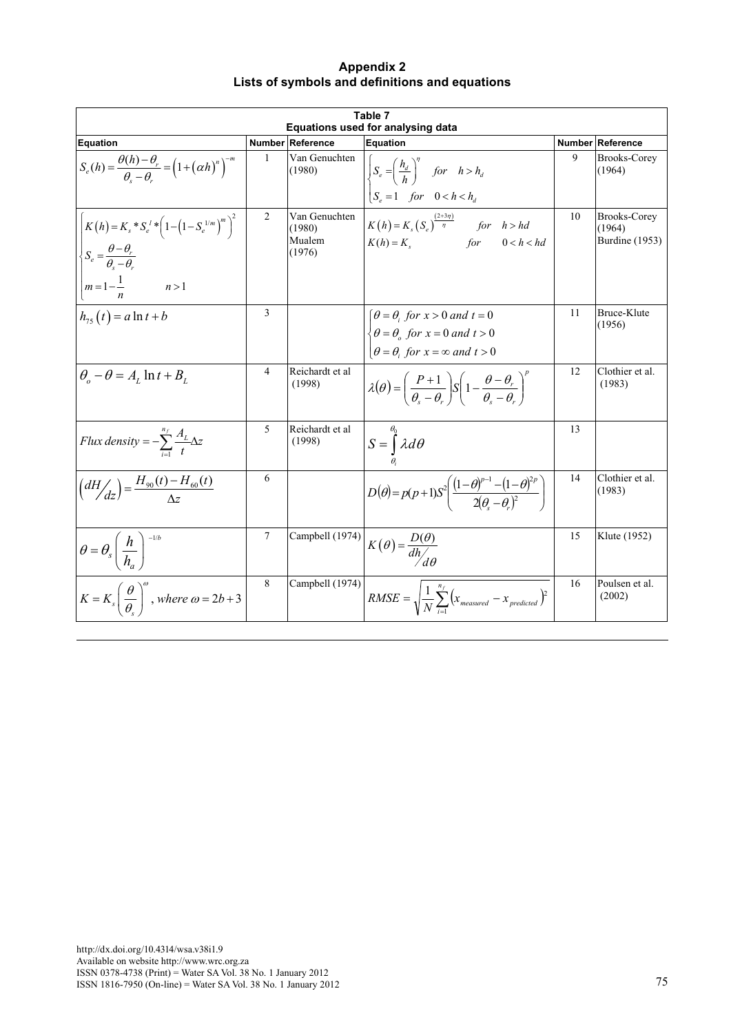# Appendix 2
## Lists of symbols and definitions and equations

**Table 7**
**Equations used for analysing data**

| Equation | Number | Reference | Equation | Number | Reference |
|---|---|---|---|---|---|
| $S_e(h) = \frac{\theta(h) - \theta_r}{\theta_s - \theta_r} = \left(1 + (\alpha h)^n\right)^{-m}$ | 1 | Van Genuchten (1980) | $\begin{cases} S_e = \left(\frac{h_d}{h}\right)^{\eta} & for \quad h > h_d \\ S_e = 1 \quad for \quad 0 < h < h_d \end{cases}$ | 9 | Brooks-Corey (1964) |
| $\begin{cases} K(h) = K_s * S_e^{\ l} * \left(1 - \left(1 - S_e^{1/m}\right)^m\right)^2 \\ S_e = \frac{\theta - \theta_r}{\theta_s - \theta_r} \\ m = 1 - \frac{1}{n} \qquad n > 1 \end{cases}$ | 2 | Van Genuchten (1980) Mualem (1976) | $K(h) = K_s \left(S_e\right)^{\frac{(2+3\eta)}{\eta}} \quad for \quad h > hd$ <br> $K(h) = K_s \quad for \quad 0 < h < hd$ | 10 | Brooks-Corey (1964) Burdine (1953) |
| $h_{75}(t) = a \ln t + b$ | 3 | | $\begin{cases} \theta = \theta_i \ for \ x > 0 \ and \ t = 0 \\ \theta = \theta_o \ for \ x = 0 \ and \ t > 0 \\ \theta = \theta_i \ for \ x = \infty \ and \ t > 0 \end{cases}$ | 11 | Bruce-Klute (1956) |
| $\theta_o - \theta = A_L \ln t + B_L$ | 4 | Reichardt et al (1998) | $\lambda(\theta) = \left(\frac{P+1}{\theta_s - \theta_r}\right) S \left(1 - \frac{\theta - \theta_r}{\theta_s - \theta_r}\right)^p$ | 12 | Clothier et al. (1983) |
| $Flux \ density = -\sum_{i=1}^{n_f} \frac{A_L}{t} \Delta z$ | 5 | Reichardt et al (1998) | $S = \int_{\theta_i}^{\theta_0} \lambda d\theta$ | 13 | |
| $\left(dH/_{dz}\right) = \frac{H_{90}(t) - H_{60}(t)}{\Delta z}$ | 6 | | $D(\theta) = p(p+1)S^2 \left(\frac{(1-\theta)^{p-1} - (1-\theta)^{2p}}{2(\theta_s - \theta_r)^2}\right)$ | 14 | Clothier et al. (1983) |
| $\theta = \theta_s \left(\frac{h}{h_a}\right)^{-1/b}$ | 7 | Campbell (1974) | $K(\theta) = \frac{D(\theta)}{dh/_{d\theta}}$ | 15 | Klute (1952) |
| $K = K_s \left(\frac{\theta}{\theta_s}\right)^{\omega}, \ where \ \omega = 2b + 3$ | 8 | Campbell (1974) | $RMSE = \sqrt{\frac{1}{N} \sum_{i=1}^{n_f} \left(x_{measured} - x_{predicted}\right)^2}$ | 16 | Poulsen et al. (2002) |